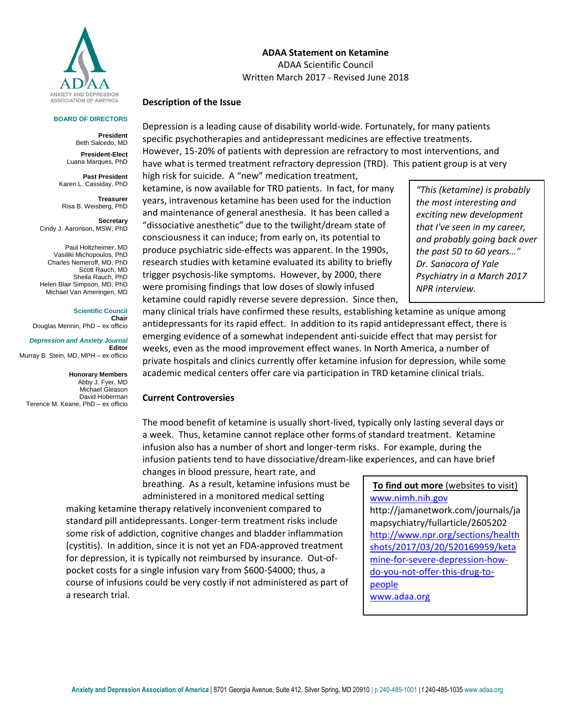# ADAA Statement on Ketamine

ADAA Scientific Council

Written March 2017 - Revised June 2018

**BOARD OF DIRECTORS**

**President**
Beth Salcedo, MD

**President-Elect**
Luana Marques, PhD

**Past President**
Karen L. Cassiday, PhD

**Treasurer**
Risa B. Weisberg, PhD

**Secretary**
Cindy J. Aaronson, MSW, PhD

Paul Holtzheimer, MD
Vasiliki Michopoulos, PhD
Charles Nemeroff, MD, PhD
Scott Rauch, MD
Sheila Rauch, PhD
Helen Blair Simpson, MD, PhD
Michael Van Ameringen, MD

**Scientific Council**
**Chair**
Douglas Mennin, PhD – ex officio

***Depression and Anxiety Journal***
**Editor**
Murray B. Stein, MD, MPH – ex officio

**Honorary Members**
Abby J. Fyer, MD
Michael Gleason
David Hoberman
Terence M. Keane, PhD – ex officio

## Description of the Issue

Depression is a leading cause of disability world-wide. Fortunately, for many patients specific psychotherapies and antidepressant medicines are effective treatments. However, 15-20% of patients with depression are refractory to most interventions, and have what is termed treatment refractory depression (TRD). This patient group is at very high risk for suicide. A "new" medication treatment, ketamine, is now available for TRD patients. In fact, for many years, intravenous ketamine has been used for the induction and maintenance of general anesthesia. It has been called a "dissociative anesthetic" due to the twilight/dream state of consciousness it can induce; from early on, its potential to produce psychiatric side-effects was apparent. In the 1990s, research studies with ketamine evaluated its ability to briefly trigger psychosis-like symptoms. However, by 2000, there were promising findings that low doses of slowly infused ketamine could rapidly reverse severe depression. Since then, many clinical trials have confirmed these results, establishing ketamine as unique among antidepressants for its rapid effect. In addition to its rapid antidepressant effect, there is emerging evidence of a somewhat independent anti-suicide effect that may persist for weeks, even as the mood improvement effect wanes. In North America, a number of private hospitals and clinics currently offer ketamine infusion for depression, while some academic medical centers offer care via participation in TRD ketamine clinical trials.

> *"This (ketamine) is probably the most interesting and exciting new development that I've seen in my career, and probably going back over the past 50 to 60 years…" Dr. Sanacora of Yale Psychiatry in a March 2017 NPR interview.*

## Current Controversies

The mood benefit of ketamine is usually short-lived, typically only lasting several days or a week. Thus, ketamine cannot replace other forms of standard treatment. Ketamine infusion also has a number of short and longer-term risks. For example, during the infusion patients tend to have dissociative/dream-like experiences, and can have brief changes in blood pressure, heart rate, and breathing. As a result, ketamine infusions must be administered in a monitored medical setting making ketamine therapy relatively inconvenient compared to standard pill antidepressants. Longer-term treatment risks include some risk of addiction, cognitive changes and bladder inflammation (cystitis). In addition, since it is not yet an FDA-approved treatment for depression, it is typically not reimbursed by insurance. Out-of-pocket costs for a single infusion vary from $600-$4000; thus, a course of infusions could be very costly if not administered as part of a research trial.

> **To find out more** (websites to visit)
> www.nimh.nih.gov
> http://jamanetwork.com/journals/jamapsychiatry/fullarticle/2605202
> http://www.npr.org/sections/healthshots/2017/03/20/520169959/ketamine-for-severe-depression-how-do-you-not-offer-this-drug-to-people
> www.adaa.org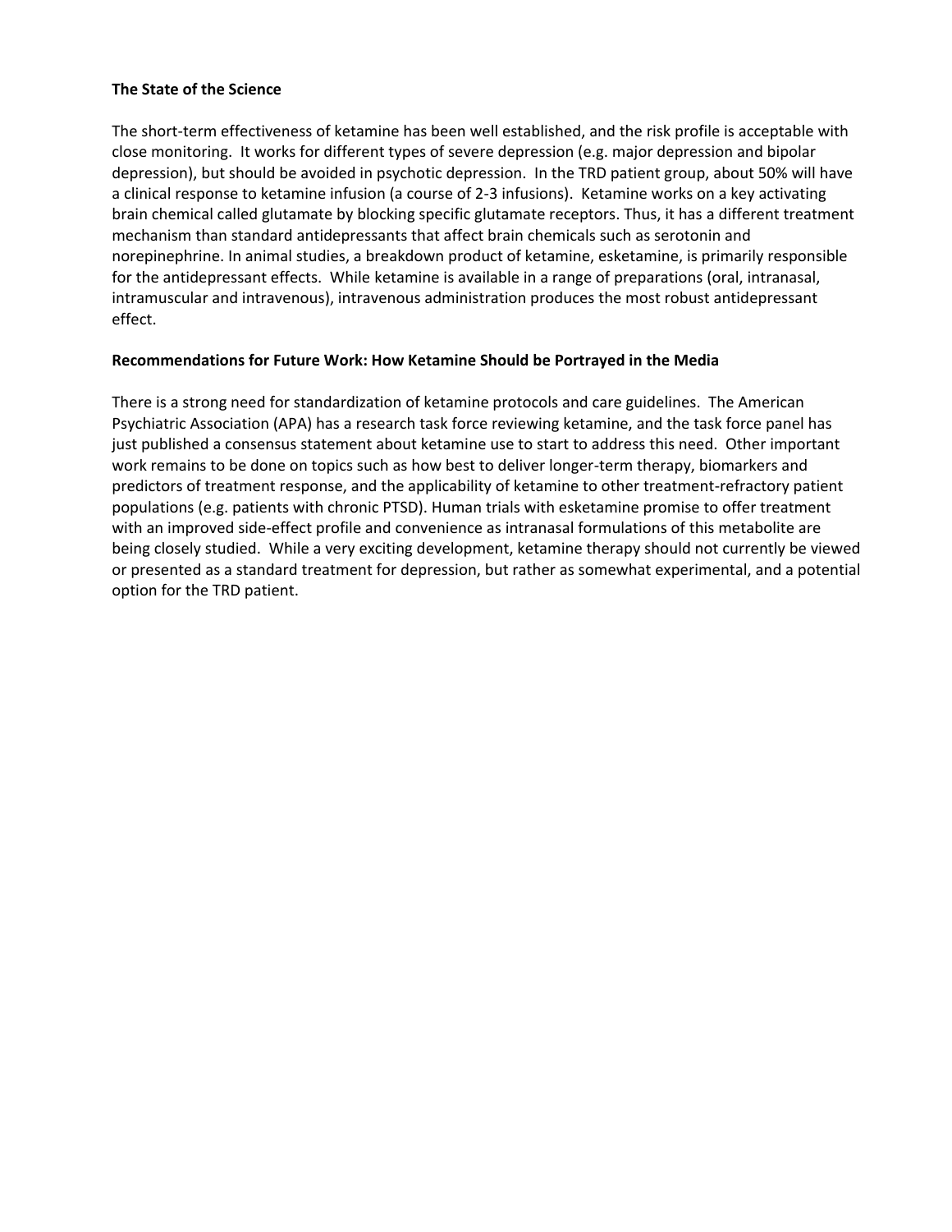**The State of the Science**

The short-term effectiveness of ketamine has been well established, and the risk profile is acceptable with close monitoring. It works for different types of severe depression (e.g. major depression and bipolar depression), but should be avoided in psychotic depression. In the TRD patient group, about 50% will have a clinical response to ketamine infusion (a course of 2-3 infusions). Ketamine works on a key activating brain chemical called glutamate by blocking specific glutamate receptors. Thus, it has a different treatment mechanism than standard antidepressants that affect brain chemicals such as serotonin and norepinephrine. In animal studies, a breakdown product of ketamine, esketamine, is primarily responsible for the antidepressant effects. While ketamine is available in a range of preparations (oral, intranasal, intramuscular and intravenous), intravenous administration produces the most robust antidepressant effect.

**Recommendations for Future Work: How Ketamine Should be Portrayed in the Media**

There is a strong need for standardization of ketamine protocols and care guidelines. The American Psychiatric Association (APA) has a research task force reviewing ketamine, and the task force panel has just published a consensus statement about ketamine use to start to address this need. Other important work remains to be done on topics such as how best to deliver longer-term therapy, biomarkers and predictors of treatment response, and the applicability of ketamine to other treatment-refractory patient populations (e.g. patients with chronic PTSD). Human trials with esketamine promise to offer treatment with an improved side-effect profile and convenience as intranasal formulations of this metabolite are being closely studied. While a very exciting development, ketamine therapy should not currently be viewed or presented as a standard treatment for depression, but rather as somewhat experimental, and a potential option for the TRD patient.